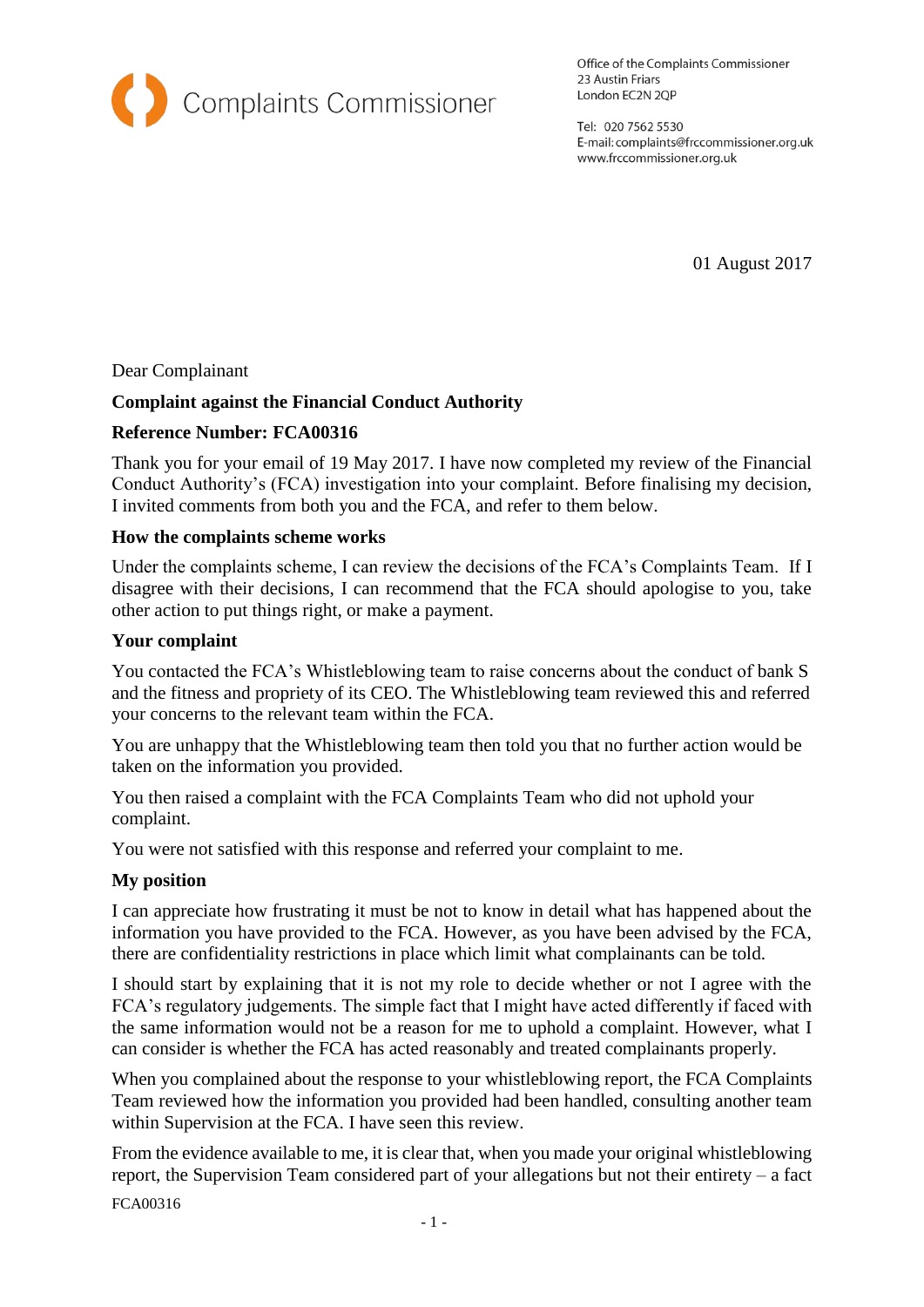Complaints Commissioner

Office of the Complaints Commissioner
23 Austin Friars
London EC2N 2QP

Tel: 020 7562 5530
E-mail: complaints@frccommissioner.org.uk
www.frccommissioner.org.uk

01 August 2017

Dear Complainant

**Complaint against the Financial Conduct Authority**

**Reference Number: FCA00316**

Thank you for your email of 19 May 2017. I have now completed my review of the Financial Conduct Authority's (FCA) investigation into your complaint. Before finalising my decision, I invited comments from both you and the FCA, and refer to them below.

**How the complaints scheme works**

Under the complaints scheme, I can review the decisions of the FCA's Complaints Team. If I disagree with their decisions, I can recommend that the FCA should apologise to you, take other action to put things right, or make a payment.

**Your complaint**

You contacted the FCA's Whistleblowing team to raise concerns about the conduct of bank S and the fitness and propriety of its CEO. The Whistleblowing team reviewed this and referred your concerns to the relevant team within the FCA.

You are unhappy that the Whistleblowing team then told you that no further action would be taken on the information you provided.

You then raised a complaint with the FCA Complaints Team who did not uphold your complaint.

You were not satisfied with this response and referred your complaint to me.

**My position**

I can appreciate how frustrating it must be not to know in detail what has happened about the information you have provided to the FCA. However, as you have been advised by the FCA, there are confidentiality restrictions in place which limit what complainants can be told.

I should start by explaining that it is not my role to decide whether or not I agree with the FCA's regulatory judgements. The simple fact that I might have acted differently if faced with the same information would not be a reason for me to uphold a complaint. However, what I can consider is whether the FCA has acted reasonably and treated complainants properly.

When you complained about the response to your whistleblowing report, the FCA Complaints Team reviewed how the information you provided had been handled, consulting another team within Supervision at the FCA. I have seen this review.

From the evidence available to me, it is clear that, when you made your original whistleblowing report, the Supervision Team considered part of your allegations but not their entirety – a fact

FCA00316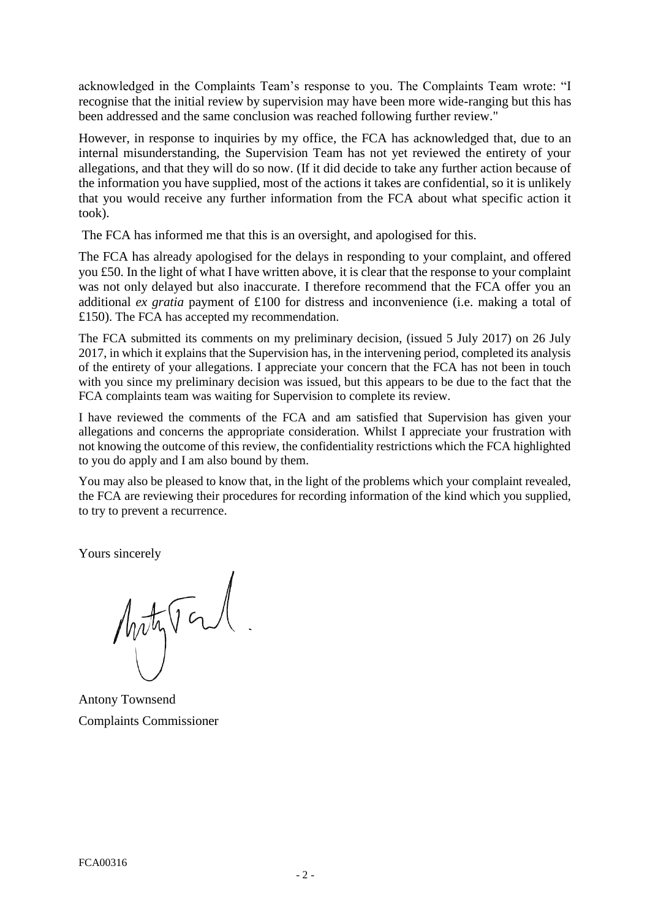acknowledged in the Complaints Team's response to you. The Complaints Team wrote: "I recognise that the initial review by supervision may have been more wide-ranging but this has been addressed and the same conclusion was reached following further review."

However, in response to inquiries by my office, the FCA has acknowledged that, due to an internal misunderstanding, the Supervision Team has not yet reviewed the entirety of your allegations, and that they will do so now. (If it did decide to take any further action because of the information you have supplied, most of the actions it takes are confidential, so it is unlikely that you would receive any further information from the FCA about what specific action it took).

The FCA has informed me that this is an oversight, and apologised for this.

The FCA has already apologised for the delays in responding to your complaint, and offered you £50. In the light of what I have written above, it is clear that the response to your complaint was not only delayed but also inaccurate. I therefore recommend that the FCA offer you an additional *ex gratia* payment of £100 for distress and inconvenience (i.e. making a total of £150). The FCA has accepted my recommendation.

The FCA submitted its comments on my preliminary decision, (issued 5 July 2017) on 26 July 2017, in which it explains that the Supervision has, in the intervening period, completed its analysis of the entirety of your allegations. I appreciate your concern that the FCA has not been in touch with you since my preliminary decision was issued, but this appears to be due to the fact that the FCA complaints team was waiting for Supervision to complete its review.

I have reviewed the comments of the FCA and am satisfied that Supervision has given your allegations and concerns the appropriate consideration. Whilst I appreciate your frustration with not knowing the outcome of this review, the confidentiality restrictions which the FCA highlighted to you do apply and I am also bound by them.

You may also be pleased to know that, in the light of the problems which your complaint revealed, the FCA are reviewing their procedures for recording information of the kind which you supplied, to try to prevent a recurrence.

Yours sincerely

Antony Townsend
Complaints Commissioner

FCA00316